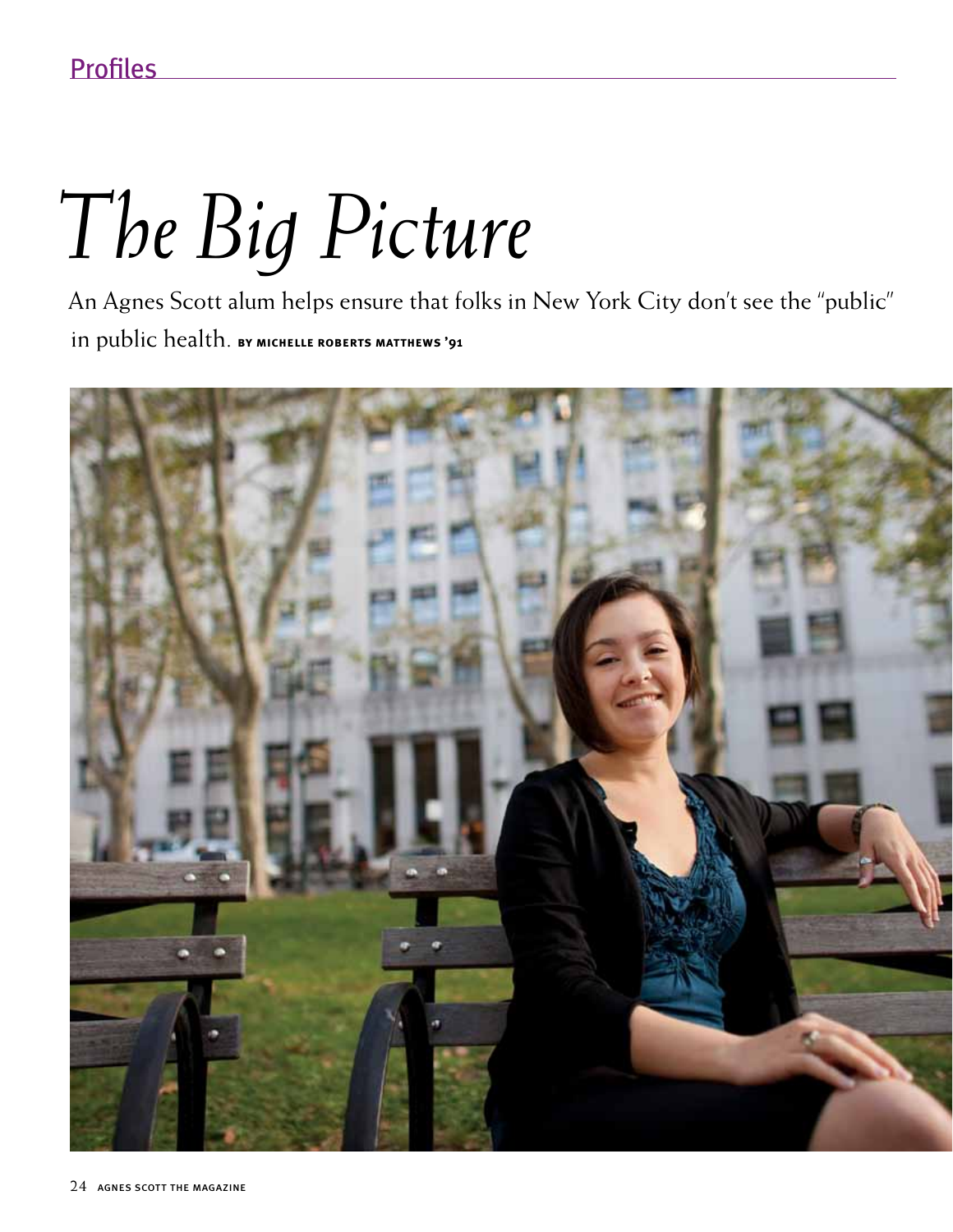Profiles

# *The Big Picture*

An Agnes Scott alum helps ensure that folks in New York City don't see the "public" in public health. **BY MICHELLE ROBERTS MATTHEWS '91**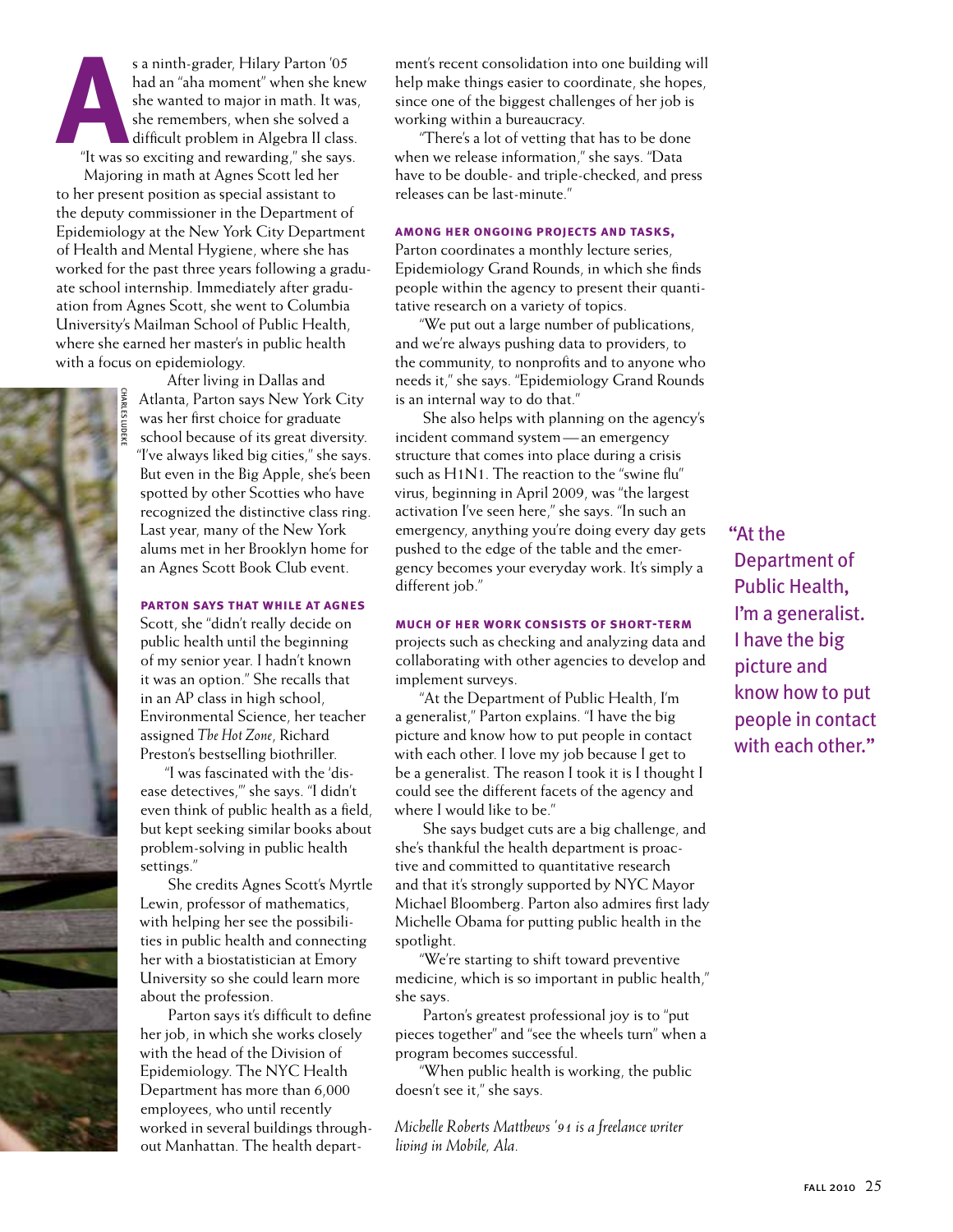As a ninth-grader, Hilary Parton '05 had an "aha moment" when she knew she wanted to major in math. It was, she remembers, when she solved a difficult problem in Algebra II class. "It was so exciting and rewarding," she says.

Majoring in math at Agnes Scott led her to her present position as special assistant to the deputy commissioner in the Department of Epidemiology at the New York City Department of Health and Mental Hygiene, where she has worked for the past three years following a graduate school internship. Immediately after graduation from Agnes Scott, she went to Columbia University's Mailman School of Public Health, where she earned her master's in public health with a focus on epidemiology.

After living in Dallas and Atlanta, Parton says New York City was her first choice for graduate school because of its great diversity. "I've always liked big cities," she says. But even in the Big Apple, she's been spotted by other Scotties who have recognized the distinctive class ring. Last year, many of the New York alums met in her Brooklyn home for an Agnes Scott Book Club event.

**PARTON SAYS THAT WHILE AT AGNES** Scott, she "didn't really decide on public health until the beginning of my senior year. I hadn't known it was an option." She recalls that in an AP class in high school, Environmental Science, her teacher assigned *The Hot Zone*, Richard Preston's bestselling biothriller.

"I was fascinated with the 'disease detectives,'" she says. "I didn't even think of public health as a field, but kept seeking similar books about problem-solving in public health settings."

She credits Agnes Scott's Myrtle Lewin, professor of mathematics, with helping her see the possibilities in public health and connecting her with a biostatistician at Emory University so she could learn more about the profession.

Parton says it's difficult to define her job, in which she works closely with the head of the Division of Epidemiology. The NYC Health Department has more than 6,000 employees, who until recently worked in several buildings throughout Manhattan. The health department's recent consolidation into one building will help make things easier to coordinate, she hopes, since one of the biggest challenges of her job is working within a bureaucracy.

"There's a lot of vetting that has to be done when we release information," she says. "Data have to be double- and triple-checked, and press releases can be last-minute."

**AMONG HER ONGOING PROJECTS AND TASKS,** Parton coordinates a monthly lecture series, Epidemiology Grand Rounds, in which she finds people within the agency to present their quantitative research on a variety of topics.

"We put out a large number of publications, and we're always pushing data to providers, to the community, to nonprofits and to anyone who needs it," she says. "Epidemiology Grand Rounds is an internal way to do that."

She also helps with planning on the agency's incident command system—an emergency structure that comes into place during a crisis such as H1N1. The reaction to the "swine flu" virus, beginning in April 2009, was "the largest activation I've seen here," she says. "In such an emergency, anything you're doing every day gets pushed to the edge of the table and the emergency becomes your everyday work. It's simply a different job."

**MUCH OF HER WORK CONSISTS OF SHORT-TERM** projects such as checking and analyzing data and collaborating with other agencies to develop and implement surveys.

"At the Department of Public Health, I'm a generalist," Parton explains. "I have the big picture and know how to put people in contact with each other. I love my job because I get to be a generalist. The reason I took it is I thought I could see the different facets of the agency and where I would like to be."

> "At the Department of Public Health, I'm a generalist. I have the big picture and know how to put people in contact with each other."

She says budget cuts are a big challenge, and she's thankful the health department is proactive and committed to quantitative research and that it's strongly supported by NYC Mayor Michael Bloomberg. Parton also admires first lady Michelle Obama for putting public health in the spotlight.

"We're starting to shift toward preventive medicine, which is so important in public health," she says.

Parton's greatest professional joy is to "put pieces together" and "see the wheels turn" when a program becomes successful.

"When public health is working, the public doesn't see it," she says.

*Michelle Roberts Matthews '91 is a freelance writer living in Mobile, Ala.*